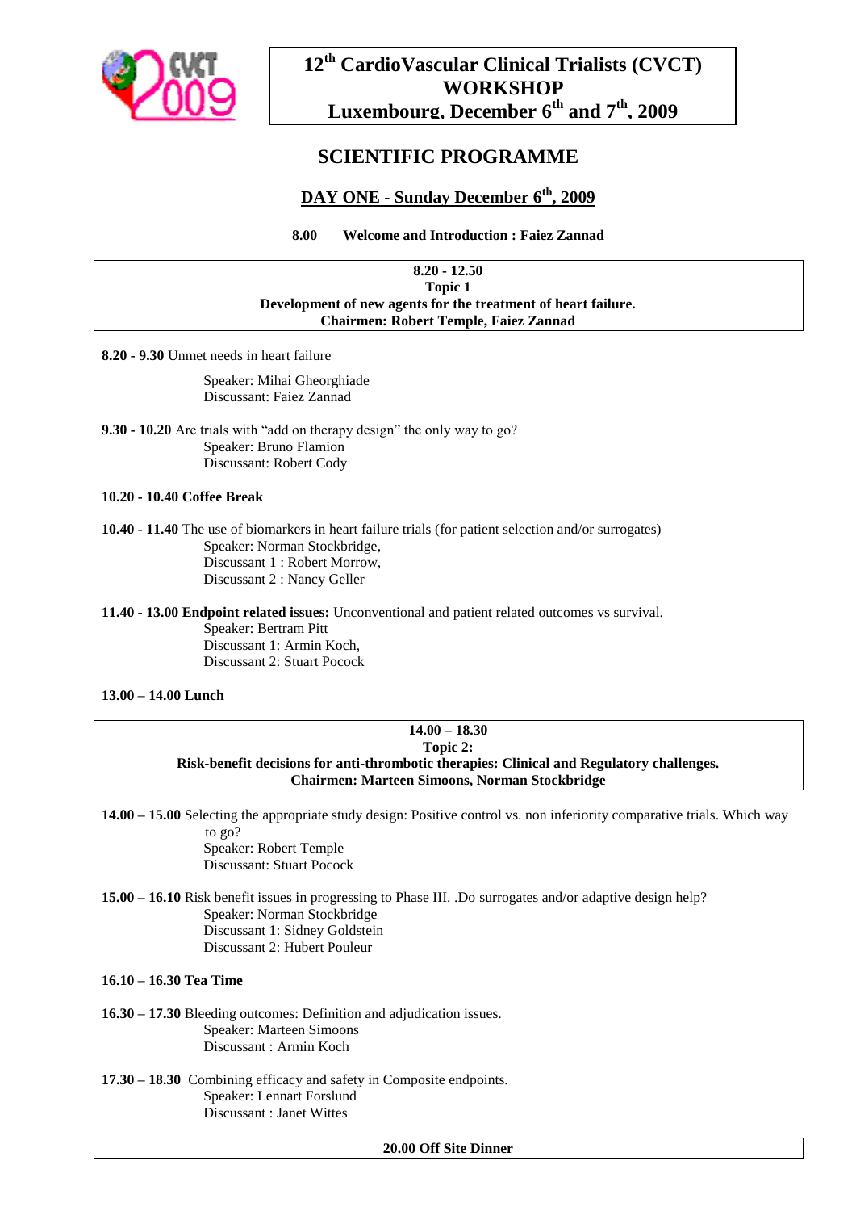# 12th CardioVascular Clinical Trialists (CVCT) WORKSHOP
# Luxembourg, December 6th and 7th, 2009

## SCIENTIFIC PROGRAMME

### DAY ONE - Sunday December 6th, 2009

**8.00 Welcome and Introduction : Faiez Zannad**

**8.20 - 12.50**
**Topic 1**
**Development of new agents for the treatment of heart failure.**
**Chairmen: Robert Temple, Faiez Zannad**

**8.20 - 9.30** Unmet needs in heart failure

Speaker: Mihai Gheorghiade
Discussant: Faiez Zannad

**9.30 - 10.20** Are trials with "add on therapy design" the only way to go?
Speaker: Bruno Flamion
Discussant: Robert Cody

**10.20 - 10.40 Coffee Break**

**10.40 - 11.40** The use of biomarkers in heart failure trials (for patient selection and/or surrogates)
Speaker: Norman Stockbridge,
Discussant 1 : Robert Morrow,
Discussant 2 : Nancy Geller

**11.40 - 13.00 Endpoint related issues:** Unconventional and patient related outcomes vs survival.
Speaker: Bertram Pitt
Discussant 1: Armin Koch,
Discussant 2: Stuart Pocock

**13.00 – 14.00 Lunch**

**14.00 – 18.30**
**Topic 2:**
**Risk-benefit decisions for anti-thrombotic therapies: Clinical and Regulatory challenges.**
**Chairmen: Marteen Simoons, Norman Stockbridge**

**14.00 – 15.00** Selecting the appropriate study design: Positive control vs. non inferiority comparative trials. Which way to go?
Speaker: Robert Temple
Discussant: Stuart Pocock

**15.00 – 16.10** Risk benefit issues in progressing to Phase III. .Do surrogates and/or adaptive design help?
Speaker: Norman Stockbridge
Discussant 1: Sidney Goldstein
Discussant 2: Hubert Pouleur

**16.10 – 16.30 Tea Time**

**16.30 – 17.30** Bleeding outcomes: Definition and adjudication issues.
Speaker: Marteen Simoons
Discussant : Armin Koch

**17.30 – 18.30** Combining efficacy and safety in Composite endpoints.
Speaker: Lennart Forslund
Discussant : Janet Wittes

**20.00 Off Site Dinner**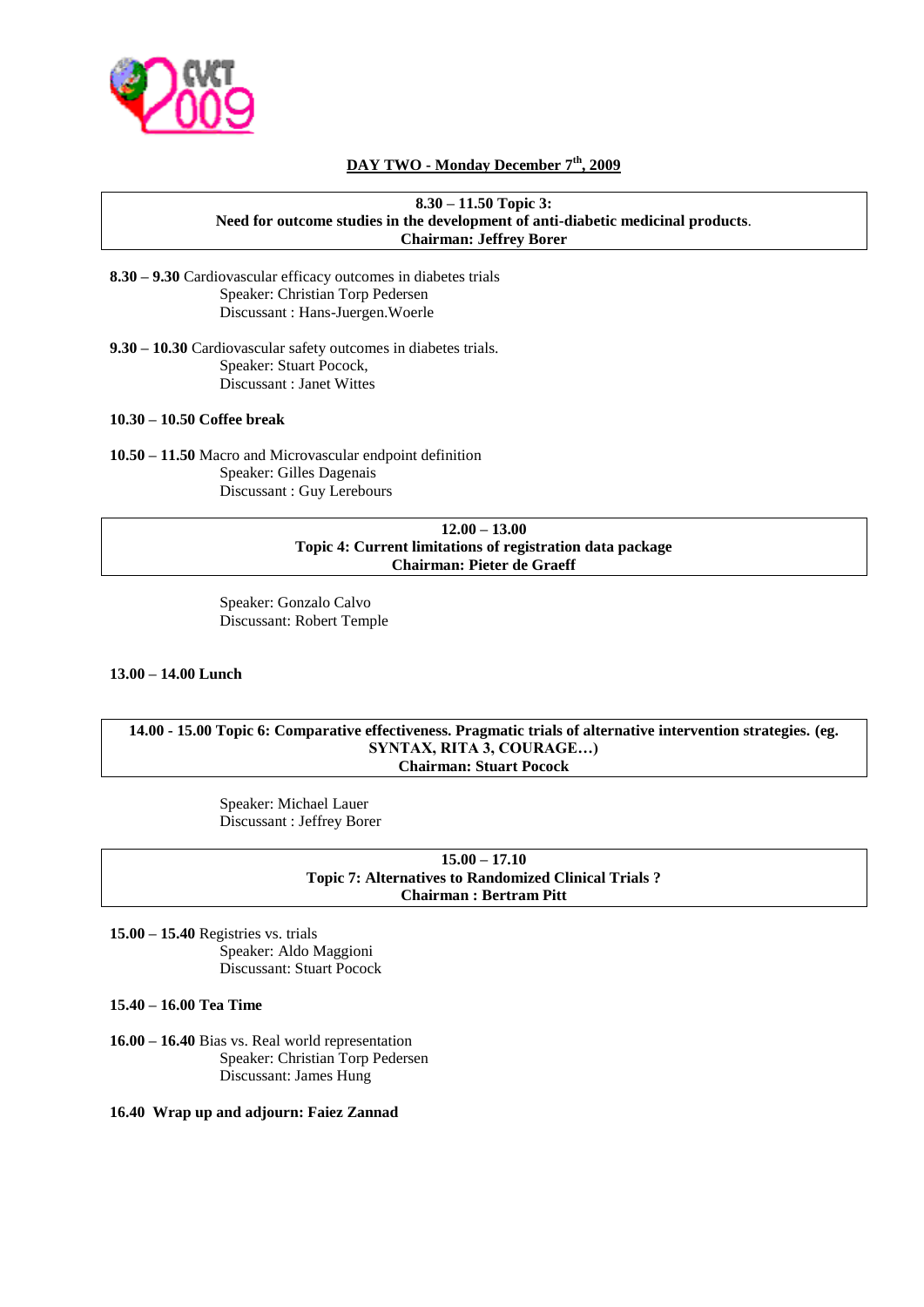## DAY TWO - Monday December 7th, 2009

**8.30 – 11.50 Topic 3:**
**Need for outcome studies in the development of anti-diabetic medicinal products**.
**Chairman: Jeffrey Borer**

**8.30 – 9.30** Cardiovascular efficacy outcomes in diabetes trials
Speaker: Christian Torp Pedersen
Discussant : Hans-Juergen.Woerle

**9.30 – 10.30** Cardiovascular safety outcomes in diabetes trials.
Speaker: Stuart Pocock,
Discussant : Janet Wittes

**10.30 – 10.50 Coffee break**

**10.50 – 11.50** Macro and Microvascular endpoint definition
Speaker: Gilles Dagenais
Discussant : Guy Lerebours

**12.00 – 13.00**
**Topic 4: Current limitations of registration data package**
**Chairman: Pieter de Graeff**

Speaker: Gonzalo Calvo
Discussant: Robert Temple

**13.00 – 14.00 Lunch**

**14.00 - 15.00 Topic 6: Comparative effectiveness. Pragmatic trials of alternative intervention strategies. (eg. SYNTAX, RITA 3, COURAGE…)**
**Chairman: Stuart Pocock**

Speaker: Michael Lauer
Discussant : Jeffrey Borer

**15.00 – 17.10**
**Topic 7: Alternatives to Randomized Clinical Trials ?**
**Chairman : Bertram Pitt**

**15.00 – 15.40** Registries vs. trials
Speaker: Aldo Maggioni
Discussant: Stuart Pocock

**15.40 – 16.00 Tea Time**

**16.00 – 16.40** Bias vs. Real world representation
Speaker: Christian Torp Pedersen
Discussant: James Hung

**16.40 Wrap up and adjourn: Faiez Zannad**